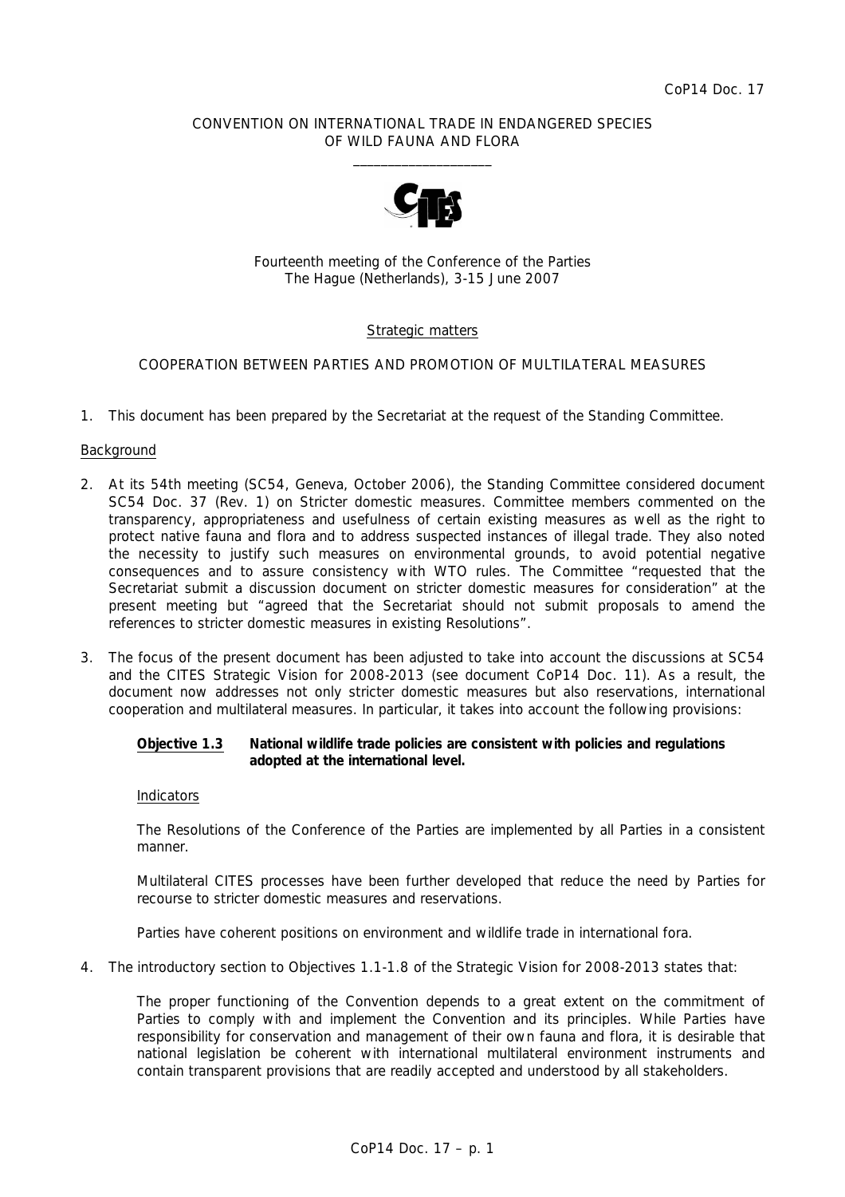CoP14 Doc. 17

CONVENTION ON INTERNATIONAL TRADE IN ENDANGERED SPECIES OF WILD FAUNA AND FLORA

\_\_\_\_\_\_\_\_\_\_\_\_\_\_\_\_\_\_\_\_

Fourteenth meeting of the Conference of the Parties
The Hague (Netherlands), 3-15 June 2007

Strategic matters

COOPERATION BETWEEN PARTIES AND PROMOTION OF MULTILATERAL MEASURES

1. This document has been prepared by the Secretariat at the request of the Standing Committee.

Background

2. At its 54th meeting (SC54, Geneva, October 2006), the Standing Committee considered document SC54 Doc. 37 (Rev. 1) on Stricter domestic measures. Committee members commented on the transparency, appropriateness and usefulness of certain existing measures as well as the right to protect native fauna and flora and to address suspected instances of illegal trade. They also noted the necessity to justify such measures on environmental grounds, to avoid potential negative consequences and to assure consistency with WTO rules. The Committee "requested that the Secretariat submit a discussion document on stricter domestic measures for consideration" at the present meeting but "agreed that the Secretariat should not submit proposals to amend the references to stricter domestic measures in existing Resolutions".

3. The focus of the present document has been adjusted to take into account the discussions at SC54 and the CITES Strategic Vision for 2008-2013 (see document CoP14 Doc. 11). As a result, the document now addresses not only stricter domestic measures but also reservations, international cooperation and multilateral measures. In particular, it takes into account the following provisions:

   **Objective 1.3** **National wildlife trade policies are consistent with policies and regulations adopted at the international level.**

   Indicators

   The Resolutions of the Conference of the Parties are implemented by all Parties in a consistent manner.

   Multilateral CITES processes have been further developed that reduce the need by Parties for recourse to stricter domestic measures and reservations.

   Parties have coherent positions on environment and wildlife trade in international fora.

4. The introductory section to Objectives 1.1-1.8 of the Strategic Vision for 2008-2013 states that:

   The proper functioning of the Convention depends to a great extent on the commitment of Parties to comply with and implement the Convention and its principles. While Parties have responsibility for conservation and management of their own fauna and flora, it is desirable that national legislation be coherent with international multilateral environment instruments and contain transparent provisions that are readily accepted and understood by all stakeholders.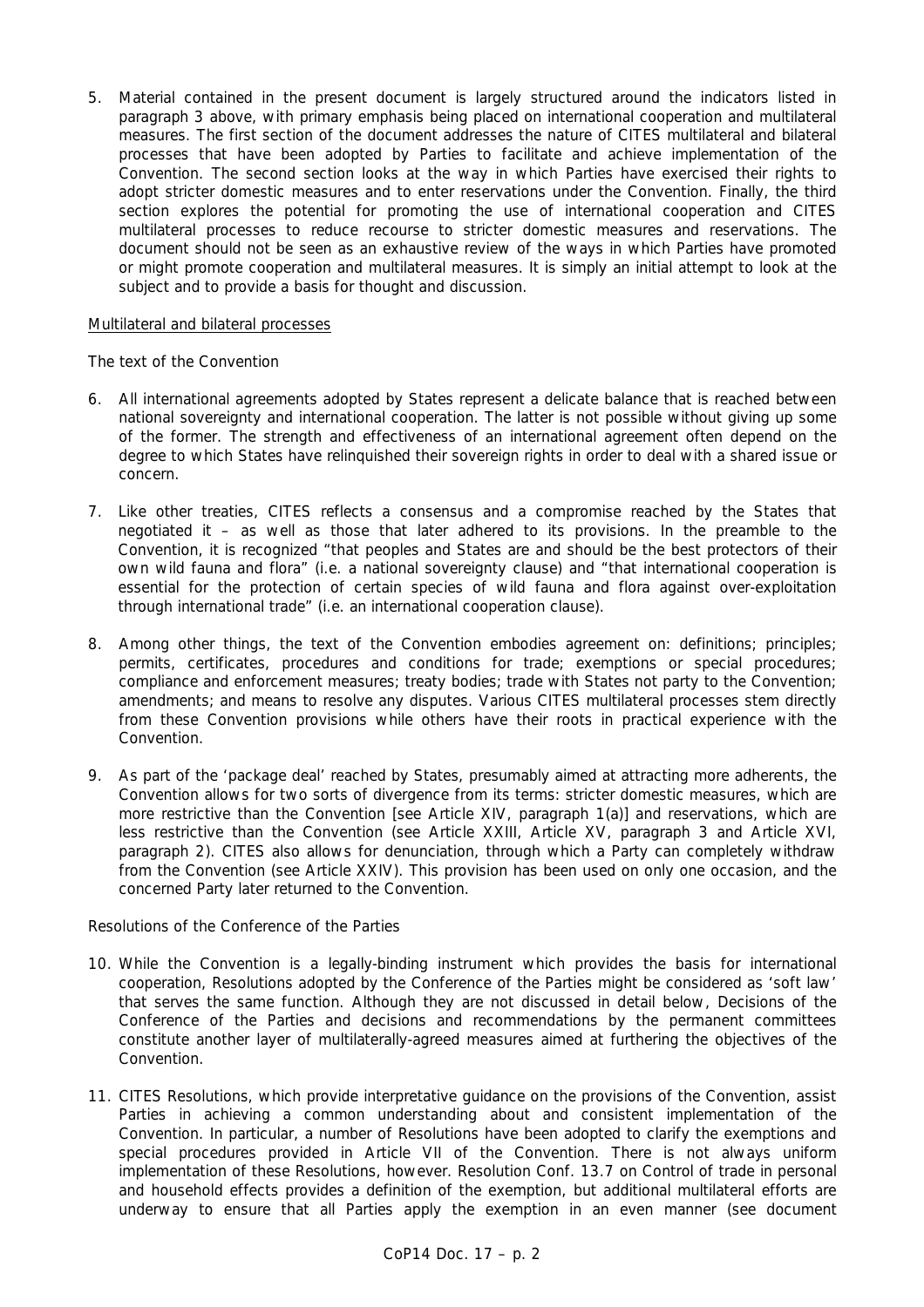5. Material contained in the present document is largely structured around the indicators listed in paragraph 3 above, with primary emphasis being placed on international cooperation and multilateral measures. The first section of the document addresses the nature of CITES multilateral and bilateral processes that have been adopted by Parties to facilitate and achieve implementation of the Convention. The second section looks at the way in which Parties have exercised their rights to adopt stricter domestic measures and to enter reservations under the Convention. Finally, the third section explores the potential for promoting the use of international cooperation and CITES multilateral processes to reduce recourse to stricter domestic measures and reservations. The document should not be seen as an exhaustive review of the ways in which Parties have promoted or might promote cooperation and multilateral measures. It is simply an initial attempt to look at the subject and to provide a basis for thought and discussion.

## Multilateral and bilateral processes

### The text of the Convention

6. All international agreements adopted by States represent a delicate balance that is reached between national sovereignty and international cooperation. The latter is not possible without giving up some of the former. The strength and effectiveness of an international agreement often depend on the degree to which States have relinquished their sovereign rights in order to deal with a shared issue or concern.

7. Like other treaties, CITES reflects a consensus and a compromise reached by the States that negotiated it – as well as those that later adhered to its provisions. In the preamble to the Convention, it is recognized "that peoples and States are and should be the best protectors of their own wild fauna and flora" (i.e. a national sovereignty clause) and "that international cooperation is essential for the protection of certain species of wild fauna and flora against over-exploitation through international trade" (i.e. an international cooperation clause).

8. Among other things, the text of the Convention embodies agreement on: definitions; principles; permits, certificates, procedures and conditions for trade; exemptions or special procedures; compliance and enforcement measures; treaty bodies; trade with States not party to the Convention; amendments; and means to resolve any disputes. Various CITES multilateral processes stem directly from these Convention provisions while others have their roots in practical experience with the Convention.

9. As part of the 'package deal' reached by States, presumably aimed at attracting more adherents, the Convention allows for two sorts of divergence from its terms: stricter domestic measures, which are more restrictive than the Convention [see Article XIV, paragraph 1(a)] and reservations, which are less restrictive than the Convention (see Article XXIII, Article XV, paragraph 3 and Article XVI, paragraph 2). CITES also allows for denunciation, through which a Party can completely withdraw from the Convention (see Article XXIV). This provision has been used on only one occasion, and the concerned Party later returned to the Convention.

### Resolutions of the Conference of the Parties

10. While the Convention is a legally-binding instrument which provides the basis for international cooperation, Resolutions adopted by the Conference of the Parties might be considered as 'soft law' that serves the same function. Although they are not discussed in detail below, Decisions of the Conference of the Parties and decisions and recommendations by the permanent committees constitute another layer of multilaterally-agreed measures aimed at furthering the objectives of the Convention.

11. CITES Resolutions, which provide interpretative guidance on the provisions of the Convention, assist Parties in achieving a common understanding about and consistent implementation of the Convention. In particular, a number of Resolutions have been adopted to clarify the exemptions and special procedures provided in Article VII of the Convention. There is not always uniform implementation of these Resolutions, however. Resolution Conf. 13.7 on Control of trade in personal and household effects provides a definition of the exemption, but additional multilateral efforts are underway to ensure that all Parties apply the exemption in an even manner (see document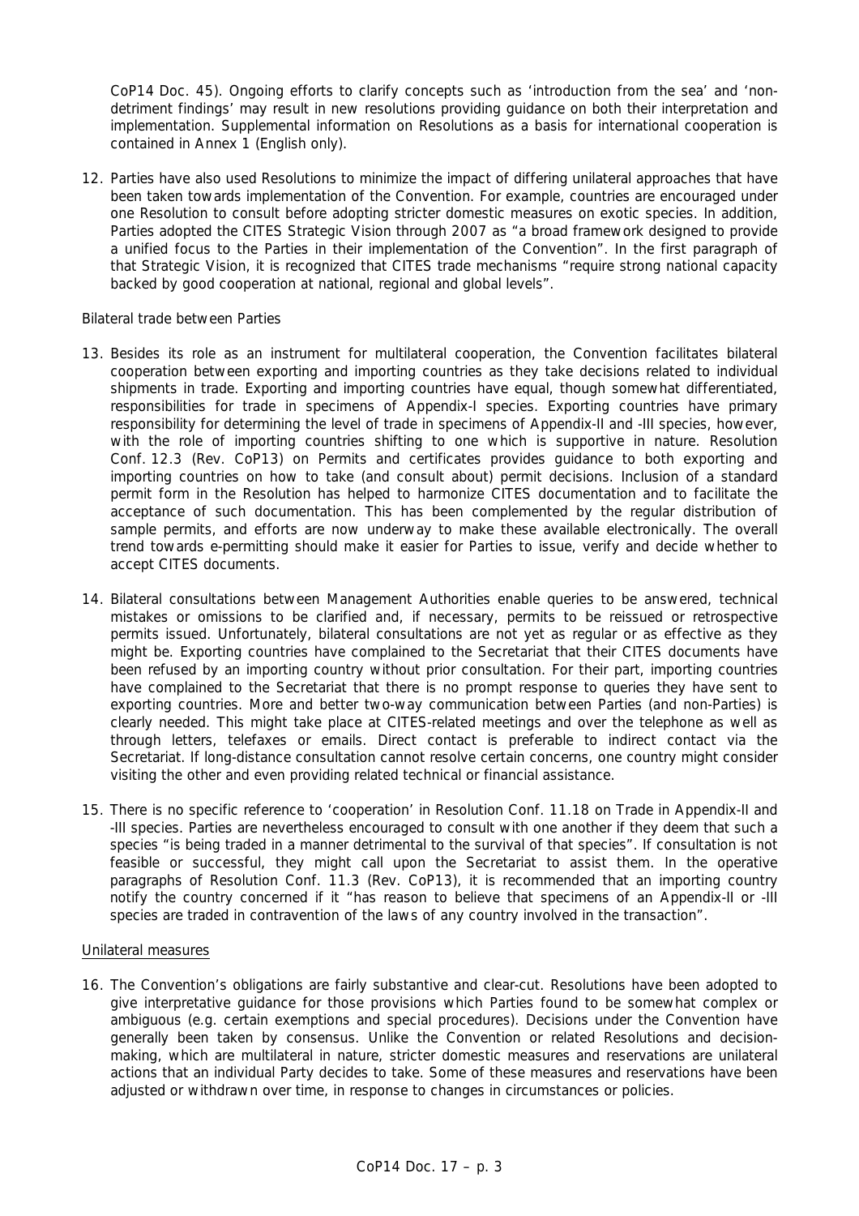CoP14 Doc. 45). Ongoing efforts to clarify concepts such as 'introduction from the sea' and 'non-detriment findings' may result in new resolutions providing guidance on both their interpretation and implementation. Supplemental information on Resolutions as a basis for international cooperation is contained in Annex 1 (English only).

12. Parties have also used Resolutions to minimize the impact of differing unilateral approaches that have been taken towards implementation of the Convention. For example, countries are encouraged under one Resolution to consult before adopting stricter domestic measures on exotic species. In addition, Parties adopted the CITES Strategic Vision through 2007 as "a broad framework designed to provide a unified focus to the Parties in their implementation of the Convention". In the first paragraph of that Strategic Vision, it is recognized that CITES trade mechanisms "require strong national capacity backed by good cooperation at national, regional and global levels".

*Bilateral trade between Parties*

13. Besides its role as an instrument for multilateral cooperation, the Convention facilitates bilateral cooperation between exporting and importing countries as they take decisions related to individual shipments in trade. Exporting and importing countries have equal, though somewhat differentiated, responsibilities for trade in specimens of Appendix-I species. Exporting countries have primary responsibility for determining the level of trade in specimens of Appendix-II and -III species, however, with the role of importing countries shifting to one which is supportive in nature. Resolution Conf. 12.3 (Rev. CoP13) on Permits and certificates provides guidance to both exporting and importing countries on how to take (and consult about) permit decisions. Inclusion of a standard permit form in the Resolution has helped to harmonize CITES documentation and to facilitate the acceptance of such documentation. This has been complemented by the regular distribution of sample permits, and efforts are now underway to make these available electronically. The overall trend towards e-permitting should make it easier for Parties to issue, verify and decide whether to accept CITES documents.

14. Bilateral consultations between Management Authorities enable queries to be answered, technical mistakes or omissions to be clarified and, if necessary, permits to be reissued or retrospective permits issued. Unfortunately, bilateral consultations are not yet as regular or as effective as they might be. Exporting countries have complained to the Secretariat that their CITES documents have been refused by an importing country without prior consultation. For their part, importing countries have complained to the Secretariat that there is no prompt response to queries they have sent to exporting countries. More and better two-way communication between Parties (and non-Parties) is clearly needed. This might take place at CITES-related meetings and over the telephone as well as through letters, telefaxes or emails. Direct contact is preferable to indirect contact via the Secretariat. If long-distance consultation cannot resolve certain concerns, one country might consider visiting the other and even providing related technical or financial assistance.

15. There is no specific reference to 'cooperation' in Resolution Conf. 11.18 on Trade in Appendix-II and -III species. Parties are nevertheless encouraged to consult with one another if they deem that such a species "is being traded in a manner detrimental to the survival of that species". If consultation is not feasible or successful, they might call upon the Secretariat to assist them. In the operative paragraphs of Resolution Conf. 11.3 (Rev. CoP13), it is recommended that an importing country notify the country concerned if it "has reason to believe that specimens of an Appendix-II or -III species are traded in contravention of the laws of any country involved in the transaction".

Unilateral measures

16. The Convention's obligations are fairly substantive and clear-cut. Resolutions have been adopted to give interpretative guidance for those provisions which Parties found to be somewhat complex or ambiguous (e.g. certain exemptions and special procedures). Decisions under the Convention have generally been taken by consensus. Unlike the Convention or related Resolutions and decision-making, which are multilateral in nature, stricter domestic measures and reservations are unilateral actions that an individual Party decides to take. Some of these measures and reservations have been adjusted or withdrawn over time, in response to changes in circumstances or policies.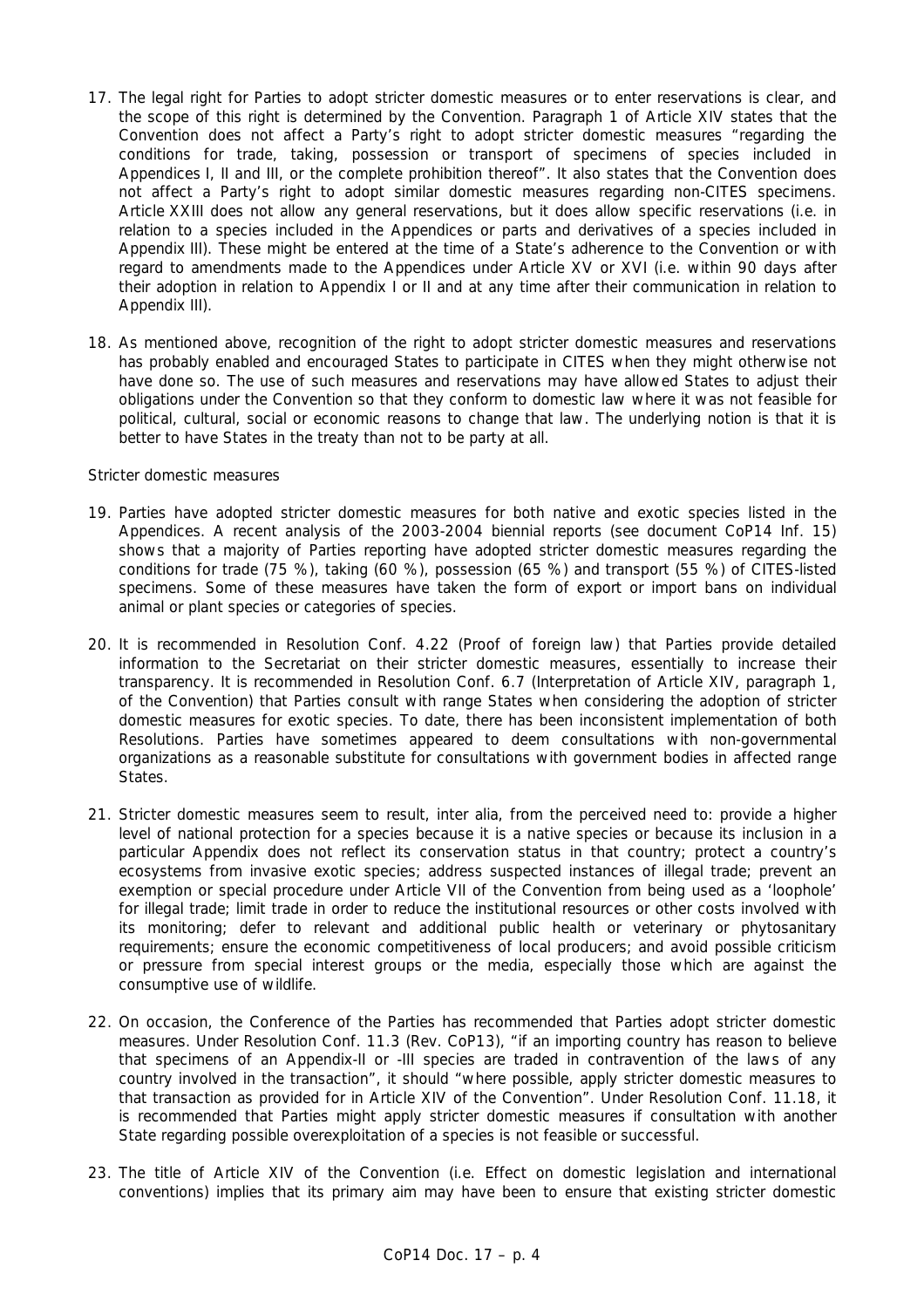17. The legal right for Parties to adopt stricter domestic measures or to enter reservations is clear, and the scope of this right is determined by the Convention. Paragraph 1 of Article XIV states that the Convention does not affect a Party's right to adopt stricter domestic measures "regarding the conditions for trade, taking, possession or transport of specimens of species included in Appendices I, II and III, or the complete prohibition thereof". It also states that the Convention does not affect a Party's right to adopt similar domestic measures regarding non-CITES specimens. Article XXIII does not allow any general reservations, but it does allow specific reservations (i.e. in relation to a species included in the Appendices or parts and derivatives of a species included in Appendix III). These might be entered at the time of a State's adherence to the Convention or with regard to amendments made to the Appendices under Article XV or XVI (i.e. within 90 days after their adoption in relation to Appendix I or II and at any time after their communication in relation to Appendix III).

18. As mentioned above, recognition of the right to adopt stricter domestic measures and reservations has probably enabled and encouraged States to participate in CITES when they might otherwise not have done so. The use of such measures and reservations may have allowed States to adjust their obligations under the Convention so that they conform to domestic law where it was not feasible for political, cultural, social or economic reasons to change that law. The underlying notion is that it is better to have States in the treaty than not to be party at all.

*Stricter domestic measures*

19. Parties have adopted stricter domestic measures for both native and exotic species listed in the Appendices. A recent analysis of the 2003-2004 biennial reports (see document CoP14 Inf. 15) shows that a majority of Parties reporting have adopted stricter domestic measures regarding the conditions for trade (75 %), taking (60 %), possession (65 %) and transport (55 %) of CITES-listed specimens. Some of these measures have taken the form of export or import bans on individual animal or plant species or categories of species.

20. It is recommended in Resolution Conf. 4.22 (Proof of foreign law) that Parties provide detailed information to the Secretariat on their stricter domestic measures, essentially to increase their transparency. It is recommended in Resolution Conf. 6.7 (Interpretation of Article XIV, paragraph 1, of the Convention) that Parties consult with range States when considering the adoption of stricter domestic measures for exotic species. To date, there has been inconsistent implementation of both Resolutions. Parties have sometimes appeared to deem consultations with non-governmental organizations as a reasonable substitute for consultations with government bodies in affected range States.

21. Stricter domestic measures seem to result, inter alia, from the perceived need to: provide a higher level of national protection for a species because it is a native species or because its inclusion in a particular Appendix does not reflect its conservation status in that country; protect a country's ecosystems from invasive exotic species; address suspected instances of illegal trade; prevent an exemption or special procedure under Article VII of the Convention from being used as a 'loophole' for illegal trade; limit trade in order to reduce the institutional resources or other costs involved with its monitoring; defer to relevant and additional public health or veterinary or phytosanitary requirements; ensure the economic competitiveness of local producers; and avoid possible criticism or pressure from special interest groups or the media, especially those which are against the consumptive use of wildlife.

22. On occasion, the Conference of the Parties has recommended that Parties adopt stricter domestic measures. Under Resolution Conf. 11.3 (Rev. CoP13), "if an importing country has reason to believe that specimens of an Appendix-II or -III species are traded in contravention of the laws of any country involved in the transaction", it should "where possible, apply stricter domestic measures to that transaction as provided for in Article XIV of the Convention". Under Resolution Conf. 11.18, it is recommended that Parties might apply stricter domestic measures if consultation with another State regarding possible overexploitation of a species is not feasible or successful.

23. The title of Article XIV of the Convention (i.e. Effect on domestic legislation and international conventions) implies that its primary aim may have been to ensure that existing stricter domestic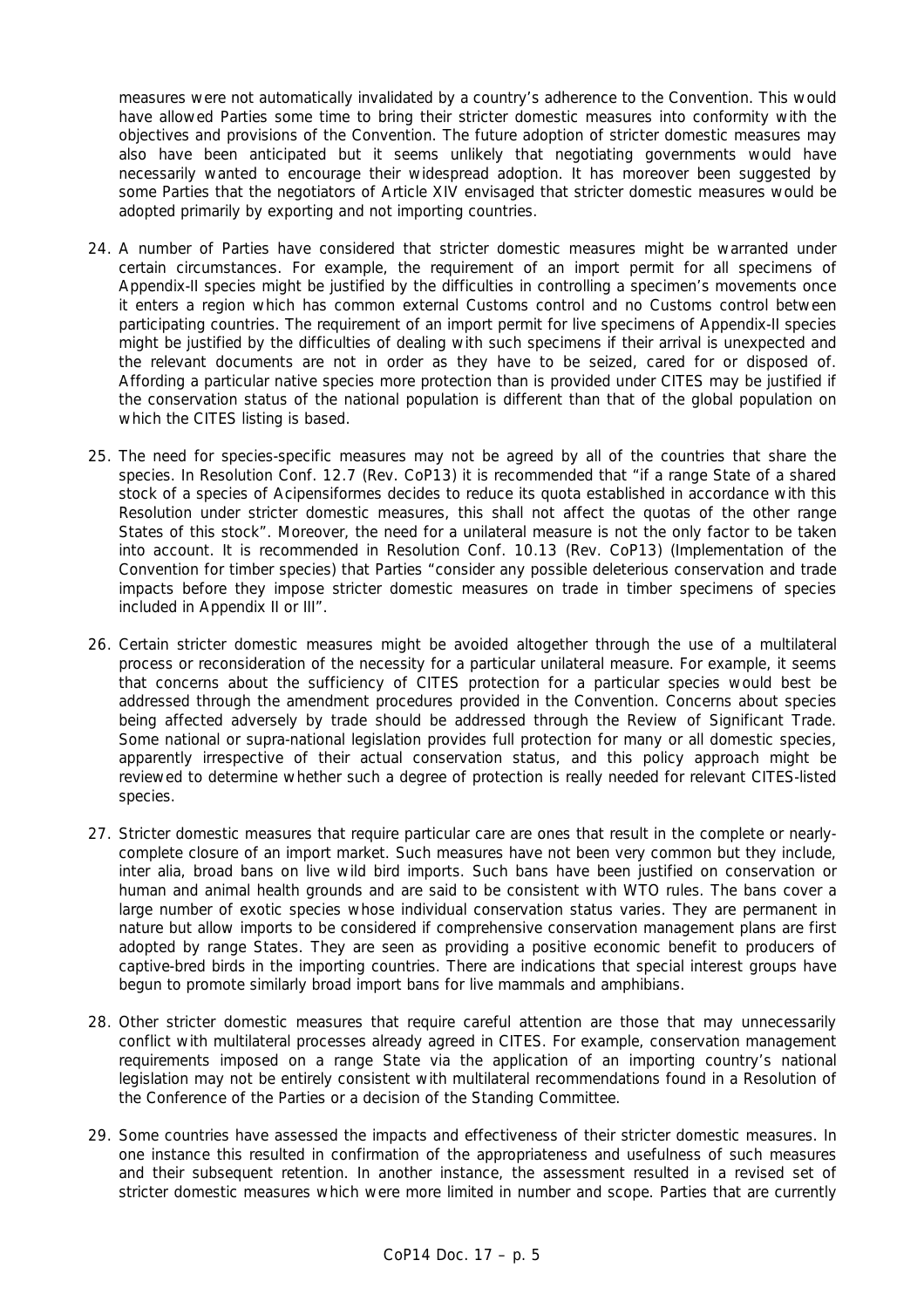measures were not automatically invalidated by a country's adherence to the Convention. This would have allowed Parties some time to bring their stricter domestic measures into conformity with the objectives and provisions of the Convention. The future adoption of stricter domestic measures may also have been anticipated but it seems unlikely that negotiating governments would have necessarily wanted to encourage their widespread adoption. It has moreover been suggested by some Parties that the negotiators of Article XIV envisaged that stricter domestic measures would be adopted primarily by exporting and not importing countries.

24. A number of Parties have considered that stricter domestic measures might be warranted under certain circumstances. For example, the requirement of an import permit for all specimens of Appendix-II species might be justified by the difficulties in controlling a specimen's movements once it enters a region which has common external Customs control and no Customs control between participating countries. The requirement of an import permit for live specimens of Appendix-II species might be justified by the difficulties of dealing with such specimens if their arrival is unexpected and the relevant documents are not in order as they have to be seized, cared for or disposed of. Affording a particular native species more protection than is provided under CITES may be justified if the conservation status of the national population is different than that of the global population on which the CITES listing is based.

25. The need for species-specific measures may not be agreed by all of the countries that share the species. In Resolution Conf. 12.7 (Rev. CoP13) it is recommended that "if a range State of a shared stock of a species of Acipensiformes decides to reduce its quota established in accordance with this Resolution under stricter domestic measures, this shall not affect the quotas of the other range States of this stock". Moreover, the need for a unilateral measure is not the only factor to be taken into account. It is recommended in Resolution Conf. 10.13 (Rev. CoP13) (Implementation of the Convention for timber species) that Parties "consider any possible deleterious conservation and trade impacts before they impose stricter domestic measures on trade in timber specimens of species included in Appendix II or III".

26. Certain stricter domestic measures might be avoided altogether through the use of a multilateral process or reconsideration of the necessity for a particular unilateral measure. For example, it seems that concerns about the sufficiency of CITES protection for a particular species would best be addressed through the amendment procedures provided in the Convention. Concerns about species being affected adversely by trade should be addressed through the Review of Significant Trade. Some national or supra-national legislation provides full protection for many or all domestic species, apparently irrespective of their actual conservation status, and this policy approach might be reviewed to determine whether such a degree of protection is really needed for relevant CITES-listed species.

27. Stricter domestic measures that require particular care are ones that result in the complete or nearly-complete closure of an import market. Such measures have not been very common but they include, inter alia, broad bans on live wild bird imports. Such bans have been justified on conservation or human and animal health grounds and are said to be consistent with WTO rules. The bans cover a large number of exotic species whose individual conservation status varies. They are permanent in nature but allow imports to be considered if comprehensive conservation management plans are first adopted by range States. They are seen as providing a positive economic benefit to producers of captive-bred birds in the importing countries. There are indications that special interest groups have begun to promote similarly broad import bans for live mammals and amphibians.

28. Other stricter domestic measures that require careful attention are those that may unnecessarily conflict with multilateral processes already agreed in CITES. For example, conservation management requirements imposed on a range State via the application of an importing country's national legislation may not be entirely consistent with multilateral recommendations found in a Resolution of the Conference of the Parties or a decision of the Standing Committee.

29. Some countries have assessed the impacts and effectiveness of their stricter domestic measures. In one instance this resulted in confirmation of the appropriateness and usefulness of such measures and their subsequent retention. In another instance, the assessment resulted in a revised set of stricter domestic measures which were more limited in number and scope. Parties that are currently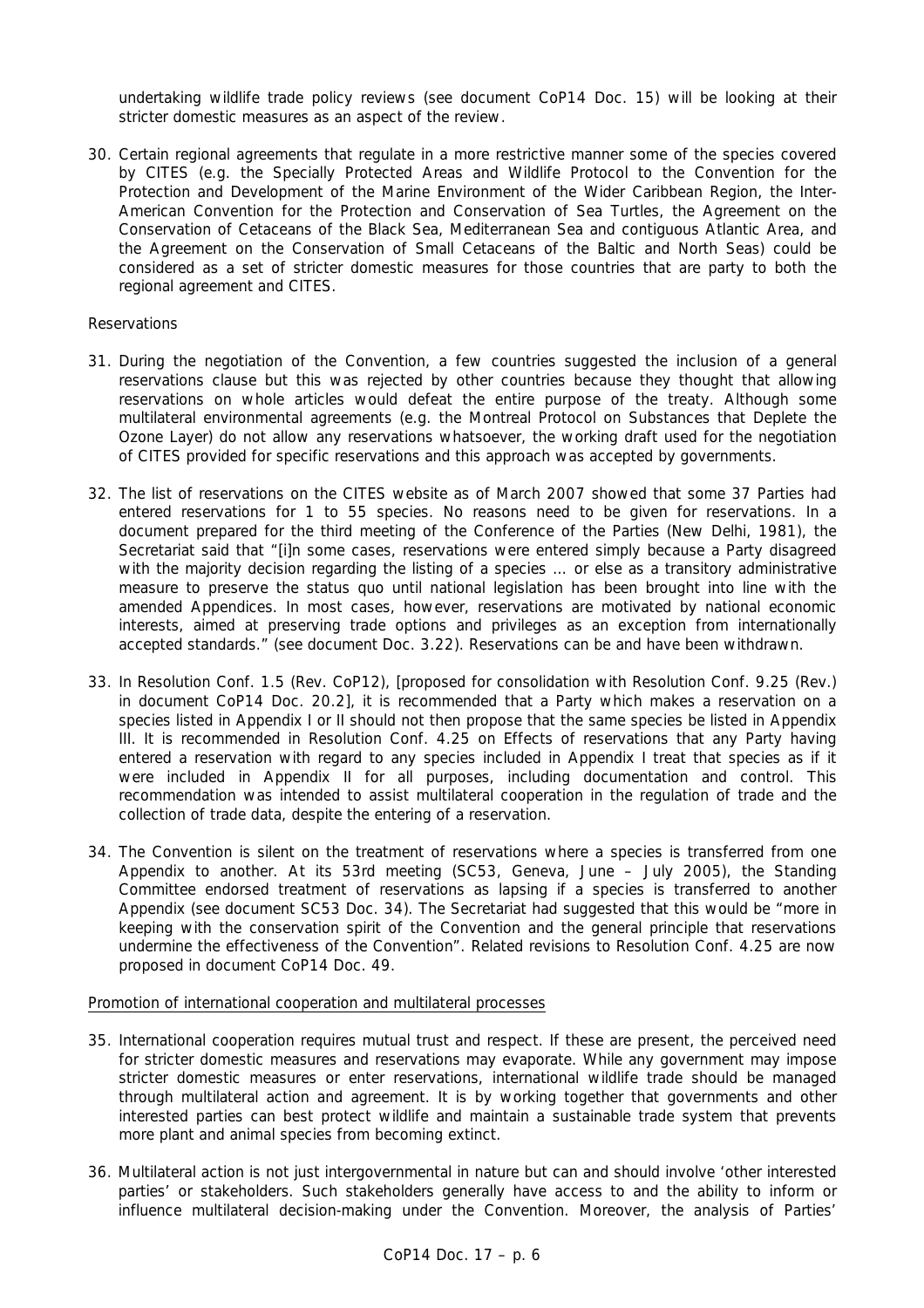undertaking wildlife trade policy reviews (see document CoP14 Doc. 15) will be looking at their stricter domestic measures as an aspect of the review.

30. Certain regional agreements that regulate in a more restrictive manner some of the species covered by CITES (e.g. the Specially Protected Areas and Wildlife Protocol to the Convention for the Protection and Development of the Marine Environment of the Wider Caribbean Region, the Inter-American Convention for the Protection and Conservation of Sea Turtles, the Agreement on the Conservation of Cetaceans of the Black Sea, Mediterranean Sea and contiguous Atlantic Area, and the Agreement on the Conservation of Small Cetaceans of the Baltic and North Seas) could be considered as a set of stricter domestic measures for those countries that are party to both the regional agreement and CITES.

*Reservations*

31. During the negotiation of the Convention, a few countries suggested the inclusion of a general reservations clause but this was rejected by other countries because they thought that allowing reservations on whole articles would defeat the entire purpose of the treaty. Although some multilateral environmental agreements (e.g. the Montreal Protocol on Substances that Deplete the Ozone Layer) do not allow any reservations whatsoever, the working draft used for the negotiation of CITES provided for specific reservations and this approach was accepted by governments.

32. The list of reservations on the CITES website as of March 2007 showed that some 37 Parties had entered reservations for 1 to 55 species. No reasons need to be given for reservations. In a document prepared for the third meeting of the Conference of the Parties (New Delhi, 1981), the Secretariat said that "[i]n some cases, reservations were entered simply because a Party disagreed with the majority decision regarding the listing of a species … or else as a transitory administrative measure to preserve the status quo until national legislation has been brought into line with the amended Appendices. In most cases, however, reservations are motivated by national economic interests, aimed at preserving trade options and privileges as an exception from internationally accepted standards." (see document Doc. 3.22). Reservations can be and have been withdrawn.

33. In Resolution Conf. 1.5 (Rev. CoP12), [proposed for consolidation with Resolution Conf. 9.25 (Rev.) in document CoP14 Doc. 20.2], it is recommended that a Party which makes a reservation on a species listed in Appendix I or II should not then propose that the same species be listed in Appendix III. It is recommended in Resolution Conf. 4.25 on Effects of reservations that any Party having entered a reservation with regard to any species included in Appendix I treat that species as if it were included in Appendix II for all purposes, including documentation and control. This recommendation was intended to assist multilateral cooperation in the regulation of trade and the collection of trade data, despite the entering of a reservation.

34. The Convention is silent on the treatment of reservations where a species is transferred from one Appendix to another. At its 53rd meeting (SC53, Geneva, June – July 2005), the Standing Committee endorsed treatment of reservations as lapsing if a species is transferred to another Appendix (see document SC53 Doc. 34). The Secretariat had suggested that this would be "more in keeping with the conservation spirit of the Convention and the general principle that reservations undermine the effectiveness of the Convention". Related revisions to Resolution Conf. 4.25 are now proposed in document CoP14 Doc. 49.

Promotion of international cooperation and multilateral processes

35. International cooperation requires mutual trust and respect. If these are present, the perceived need for stricter domestic measures and reservations may evaporate. While any government may impose stricter domestic measures or enter reservations, international wildlife trade should be managed through multilateral action and agreement. It is by working together that governments and other interested parties can best protect wildlife and maintain a sustainable trade system that prevents more plant and animal species from becoming extinct.

36. Multilateral action is not just intergovernmental in nature but can and should involve 'other interested parties' or stakeholders. Such stakeholders generally have access to and the ability to inform or influence multilateral decision-making under the Convention. Moreover, the analysis of Parties'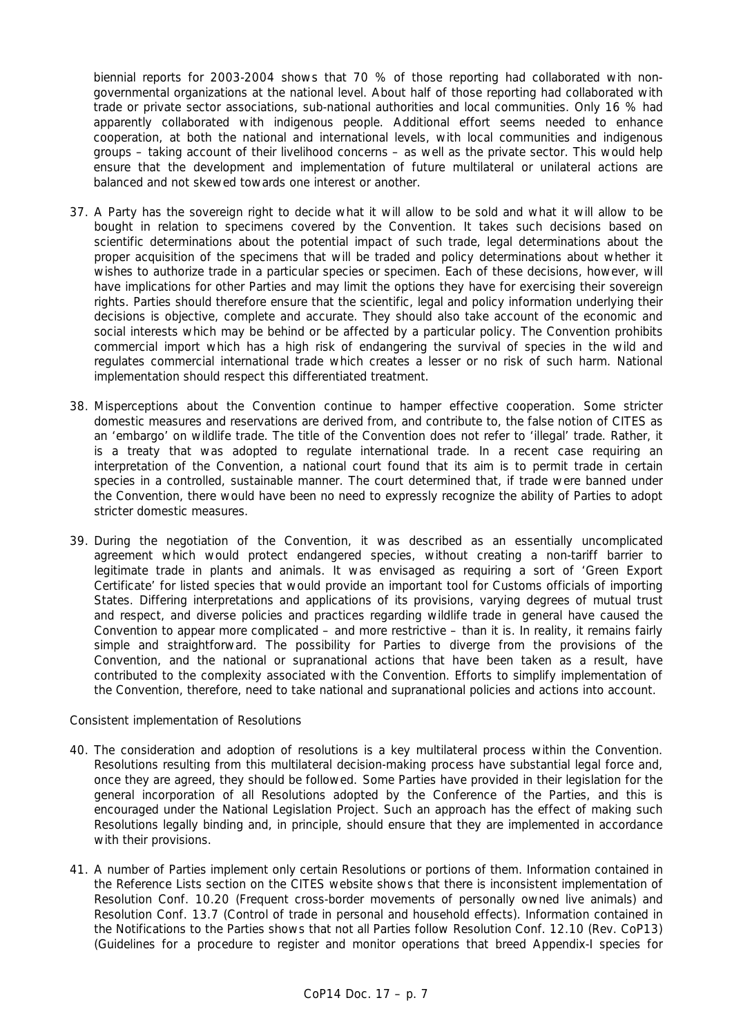biennial reports for 2003-2004 shows that 70 % of those reporting had collaborated with non-governmental organizations at the national level. About half of those reporting had collaborated with trade or private sector associations, sub-national authorities and local communities. Only 16 % had apparently collaborated with indigenous people. Additional effort seems needed to enhance cooperation, at both the national and international levels, with local communities and indigenous groups – taking account of their livelihood concerns – as well as the private sector. This would help ensure that the development and implementation of future multilateral or unilateral actions are balanced and not skewed towards one interest or another.

37. A Party has the sovereign right to decide what it will allow to be sold and what it will allow to be bought in relation to specimens covered by the Convention. It takes such decisions based on scientific determinations about the potential impact of such trade, legal determinations about the proper acquisition of the specimens that will be traded and policy determinations about whether it wishes to authorize trade in a particular species or specimen. Each of these decisions, however, will have implications for other Parties and may limit the options they have for exercising their sovereign rights. Parties should therefore ensure that the scientific, legal and policy information underlying their decisions is objective, complete and accurate. They should also take account of the economic and social interests which may be behind or be affected by a particular policy. The Convention prohibits commercial import which has a high risk of endangering the survival of species in the wild and regulates commercial international trade which creates a lesser or no risk of such harm. National implementation should respect this differentiated treatment.

38. Misperceptions about the Convention continue to hamper effective cooperation. Some stricter domestic measures and reservations are derived from, and contribute to, the false notion of CITES as an 'embargo' on wildlife trade. The title of the Convention does not refer to 'illegal' trade. Rather, it is a treaty that was adopted to regulate international trade. In a recent case requiring an interpretation of the Convention, a national court found that its aim is to permit trade in certain species in a controlled, sustainable manner. The court determined that, if trade were banned under the Convention, there would have been no need to expressly recognize the ability of Parties to adopt stricter domestic measures.

39. During the negotiation of the Convention, it was described as an essentially uncomplicated agreement which would protect endangered species, without creating a non-tariff barrier to legitimate trade in plants and animals. It was envisaged as requiring a sort of 'Green Export Certificate' for listed species that would provide an important tool for Customs officials of importing States. Differing interpretations and applications of its provisions, varying degrees of mutual trust and respect, and diverse policies and practices regarding wildlife trade in general have caused the Convention to appear more complicated – and more restrictive – than it is. In reality, it remains fairly simple and straightforward. The possibility for Parties to diverge from the provisions of the Convention, and the national or supranational actions that have been taken as a result, have contributed to the complexity associated with the Convention. Efforts to simplify implementation of the Convention, therefore, need to take national and supranational policies and actions into account.

*Consistent implementation of Resolutions*

40. The consideration and adoption of resolutions is a key multilateral process within the Convention. Resolutions resulting from this multilateral decision-making process have substantial legal force and, once they are agreed, they should be followed. Some Parties have provided in their legislation for the general incorporation of all Resolutions adopted by the Conference of the Parties, and this is encouraged under the National Legislation Project. Such an approach has the effect of making such Resolutions legally binding and, in principle, should ensure that they are implemented in accordance with their provisions.

41. A number of Parties implement only certain Resolutions or portions of them. Information contained in the Reference Lists section on the CITES website shows that there is inconsistent implementation of Resolution Conf. 10.20 (Frequent cross-border movements of personally owned live animals) and Resolution Conf. 13.7 (Control of trade in personal and household effects). Information contained in the Notifications to the Parties shows that not all Parties follow Resolution Conf. 12.10 (Rev. CoP13) (Guidelines for a procedure to register and monitor operations that breed Appendix-I species for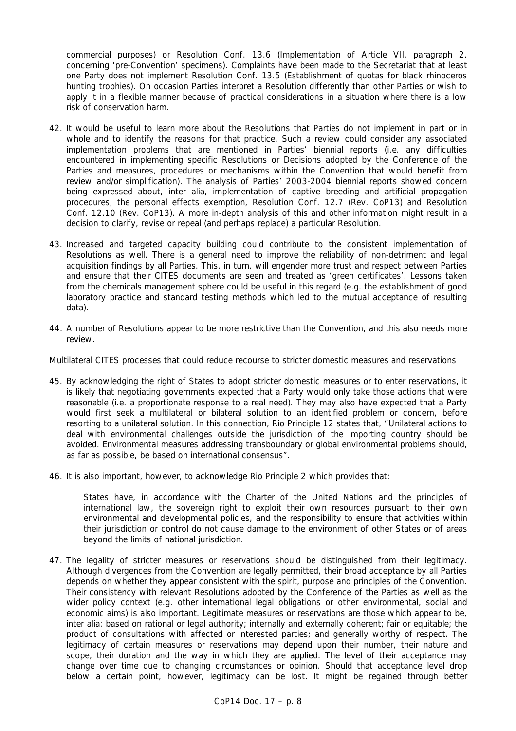commercial purposes) or Resolution Conf. 13.6 (Implementation of Article VII, paragraph 2, concerning 'pre-Convention' specimens). Complaints have been made to the Secretariat that at least one Party does not implement Resolution Conf. 13.5 (Establishment of quotas for black rhinoceros hunting trophies). On occasion Parties interpret a Resolution differently than other Parties or wish to apply it in a flexible manner because of practical considerations in a situation where there is a low risk of conservation harm.

42. It would be useful to learn more about the Resolutions that Parties do not implement in part or in whole and to identify the reasons for that practice. Such a review could consider any associated implementation problems that are mentioned in Parties' biennial reports (i.e. any difficulties encountered in implementing specific Resolutions or Decisions adopted by the Conference of the Parties and measures, procedures or mechanisms within the Convention that would benefit from review and/or simplification). The analysis of Parties' 2003-2004 biennial reports showed concern being expressed about, inter alia, implementation of captive breeding and artificial propagation procedures, the personal effects exemption, Resolution Conf. 12.7 (Rev. CoP13) and Resolution Conf. 12.10 (Rev. CoP13). A more in-depth analysis of this and other information might result in a decision to clarify, revise or repeal (and perhaps replace) a particular Resolution.

43. Increased and targeted capacity building could contribute to the consistent implementation of Resolutions as well. There is a general need to improve the reliability of non-detriment and legal acquisition findings by all Parties. This, in turn, will engender more trust and respect between Parties and ensure that their CITES documents are seen and treated as 'green certificates'. Lessons taken from the chemicals management sphere could be useful in this regard (e.g. the establishment of good laboratory practice and standard testing methods which led to the mutual acceptance of resulting data).

44. A number of Resolutions appear to be more restrictive than the Convention, and this also needs more review.

*Multilateral CITES processes that could reduce recourse to stricter domestic measures and reservations*

45. By acknowledging the right of States to adopt stricter domestic measures or to enter reservations, it is likely that negotiating governments expected that a Party would only take those actions that were reasonable (i.e. a proportionate response to a real need). They may also have expected that a Party would first seek a multilateral or bilateral solution to an identified problem or concern, before resorting to a unilateral solution. In this connection, Rio Principle 12 states that, "Unilateral actions to deal with environmental challenges outside the jurisdiction of the importing country should be avoided. Environmental measures addressing transboundary or global environmental problems should, as far as possible, be based on international consensus".

46. It is also important, however, to acknowledge Rio Principle 2 which provides that:

    States have, in accordance with the Charter of the United Nations and the principles of international law, the sovereign right to exploit their own resources pursuant to their own environmental and developmental policies, and the responsibility to ensure that activities within their jurisdiction or control do not cause damage to the environment of other States or of areas beyond the limits of national jurisdiction.

47. The legality of stricter measures or reservations should be distinguished from their legitimacy. Although divergences from the Convention are legally permitted, their broad acceptance by all Parties depends on whether they appear consistent with the spirit, purpose and principles of the Convention. Their consistency with relevant Resolutions adopted by the Conference of the Parties as well as the wider policy context (e.g. other international legal obligations or other environmental, social and economic aims) is also important. Legitimate measures or reservations are those which appear to be, inter alia: based on rational or legal authority; internally and externally coherent; fair or equitable; the product of consultations with affected or interested parties; and generally worthy of respect. The legitimacy of certain measures or reservations may depend upon their number, their nature and scope, their duration and the way in which they are applied. The level of their acceptance may change over time due to changing circumstances or opinion. Should that acceptance level drop below a certain point, however, legitimacy can be lost. It might be regained through better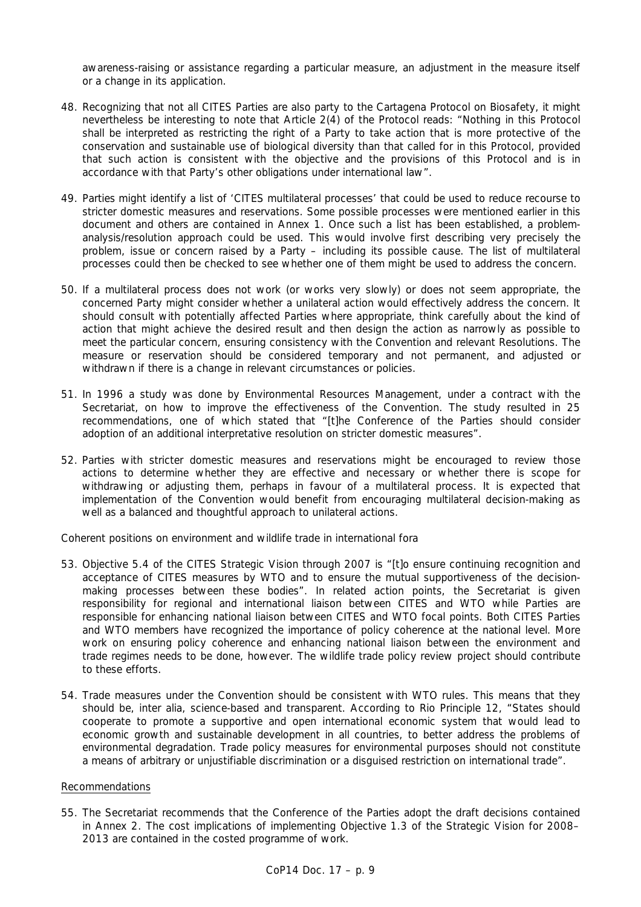awareness-raising or assistance regarding a particular measure, an adjustment in the measure itself or a change in its application.

48. Recognizing that not all CITES Parties are also party to the Cartagena Protocol on Biosafety, it might nevertheless be interesting to note that Article 2(4) of the Protocol reads: "Nothing in this Protocol shall be interpreted as restricting the right of a Party to take action that is more protective of the conservation and sustainable use of biological diversity than that called for in this Protocol, provided that such action is consistent with the objective and the provisions of this Protocol and is in accordance with that Party's other obligations under international law".

49. Parties might identify a list of 'CITES multilateral processes' that could be used to reduce recourse to stricter domestic measures and reservations. Some possible processes were mentioned earlier in this document and others are contained in Annex 1. Once such a list has been established, a problem-analysis/resolution approach could be used. This would involve first describing very precisely the problem, issue or concern raised by a Party – including its possible cause. The list of multilateral processes could then be checked to see whether one of them might be used to address the concern.

50. If a multilateral process does not work (or works very slowly) or does not seem appropriate, the concerned Party might consider whether a unilateral action would effectively address the concern. It should consult with potentially affected Parties where appropriate, think carefully about the kind of action that might achieve the desired result and then design the action as narrowly as possible to meet the particular concern, ensuring consistency with the Convention and relevant Resolutions. The measure or reservation should be considered temporary and not permanent, and adjusted or withdrawn if there is a change in relevant circumstances or policies.

51. In 1996 a study was done by Environmental Resources Management, under a contract with the Secretariat, on how to improve the effectiveness of the Convention. The study resulted in 25 recommendations, one of which stated that "[t]he Conference of the Parties should consider adoption of an additional interpretative resolution on stricter domestic measures".

52. Parties with stricter domestic measures and reservations might be encouraged to review those actions to determine whether they are effective and necessary or whether there is scope for withdrawing or adjusting them, perhaps in favour of a multilateral process. It is expected that implementation of the Convention would benefit from encouraging multilateral decision-making as well as a balanced and thoughtful approach to unilateral actions.

*Coherent positions on environment and wildlife trade in international fora*

53. Objective 5.4 of the CITES Strategic Vision through 2007 is "[t]o ensure continuing recognition and acceptance of CITES measures by WTO and to ensure the mutual supportiveness of the decision-making processes between these bodies". In related action points, the Secretariat is given responsibility for regional and international liaison between CITES and WTO while Parties are responsible for enhancing national liaison between CITES and WTO focal points. Both CITES Parties and WTO members have recognized the importance of policy coherence at the national level. More work on ensuring policy coherence and enhancing national liaison between the environment and trade regimes needs to be done, however. The wildlife trade policy review project should contribute to these efforts.

54. Trade measures under the Convention should be consistent with WTO rules. This means that they should be, *inter alia*, science-based and transparent. According to Rio Principle 12, "States should cooperate to promote a supportive and open international economic system that would lead to economic growth and sustainable development in all countries, to better address the problems of environmental degradation. Trade policy measures for environmental purposes should not constitute a means of arbitrary or unjustifiable discrimination or a disguised restriction on international trade".

Recommendations

55. The Secretariat recommends that the Conference of the Parties adopt the draft decisions contained in Annex 2. The cost implications of implementing Objective 1.3 of the Strategic Vision for 2008–2013 are contained in the costed programme of work.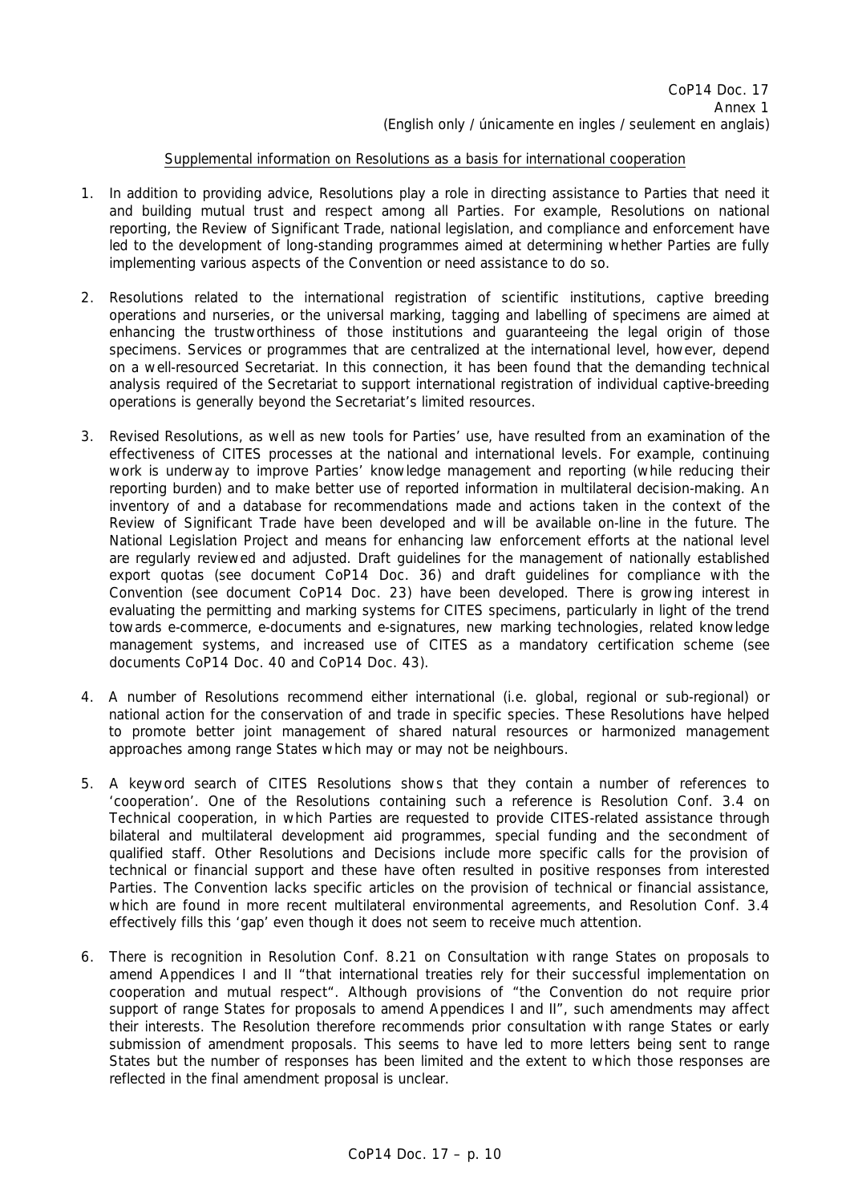CoP14 Doc. 17
Annex 1
(English only / únicamente en ingles / seulement en anglais)

Supplemental information on Resolutions as a basis for international cooperation

1. In addition to providing advice, Resolutions play a role in directing assistance to Parties that need it and building mutual trust and respect among all Parties. For example, Resolutions on national reporting, the Review of Significant Trade, national legislation, and compliance and enforcement have led to the development of long-standing programmes aimed at determining whether Parties are fully implementing various aspects of the Convention or need assistance to do so.

2. Resolutions related to the international registration of scientific institutions, captive breeding operations and nurseries, or the universal marking, tagging and labelling of specimens are aimed at enhancing the trustworthiness of those institutions and guaranteeing the legal origin of those specimens. Services or programmes that are centralized at the international level, however, depend on a well-resourced Secretariat. In this connection, it has been found that the demanding technical analysis required of the Secretariat to support international registration of individual captive-breeding operations is generally beyond the Secretariat's limited resources.

3. Revised Resolutions, as well as new tools for Parties' use, have resulted from an examination of the effectiveness of CITES processes at the national and international levels. For example, continuing work is underway to improve Parties' knowledge management and reporting (while reducing their reporting burden) and to make better use of reported information in multilateral decision-making. An inventory of and a database for recommendations made and actions taken in the context of the Review of Significant Trade have been developed and will be available on-line in the future. The National Legislation Project and means for enhancing law enforcement efforts at the national level are regularly reviewed and adjusted. Draft guidelines for the management of nationally established export quotas (see document CoP14 Doc. 36) and draft guidelines for compliance with the Convention (see document CoP14 Doc. 23) have been developed. There is growing interest in evaluating the permitting and marking systems for CITES specimens, particularly in light of the trend towards e-commerce, e-documents and e-signatures, new marking technologies, related knowledge management systems, and increased use of CITES as a mandatory certification scheme (see documents CoP14 Doc. 40 and CoP14 Doc. 43).

4. A number of Resolutions recommend either international (i.e. global, regional or sub-regional) or national action for the conservation of and trade in specific species. These Resolutions have helped to promote better joint management of shared natural resources or harmonized management approaches among range States which may or may not be neighbours.

5. A keyword search of CITES Resolutions shows that they contain a number of references to 'cooperation'. One of the Resolutions containing such a reference is Resolution Conf. 3.4 on Technical cooperation, in which Parties are requested to provide CITES-related assistance through bilateral and multilateral development aid programmes, special funding and the secondment of qualified staff. Other Resolutions and Decisions include more specific calls for the provision of technical or financial support and these have often resulted in positive responses from interested Parties. The Convention lacks specific articles on the provision of technical or financial assistance, which are found in more recent multilateral environmental agreements, and Resolution Conf. 3.4 effectively fills this 'gap' even though it does not seem to receive much attention.

6. There is recognition in Resolution Conf. 8.21 on Consultation with range States on proposals to amend Appendices I and II "that international treaties rely for their successful implementation on cooperation and mutual respect". Although provisions of "the Convention do not require prior support of range States for proposals to amend Appendices I and II", such amendments may affect their interests. The Resolution therefore recommends prior consultation with range States or early submission of amendment proposals. This seems to have led to more letters being sent to range States but the number of responses has been limited and the extent to which those responses are reflected in the final amendment proposal is unclear.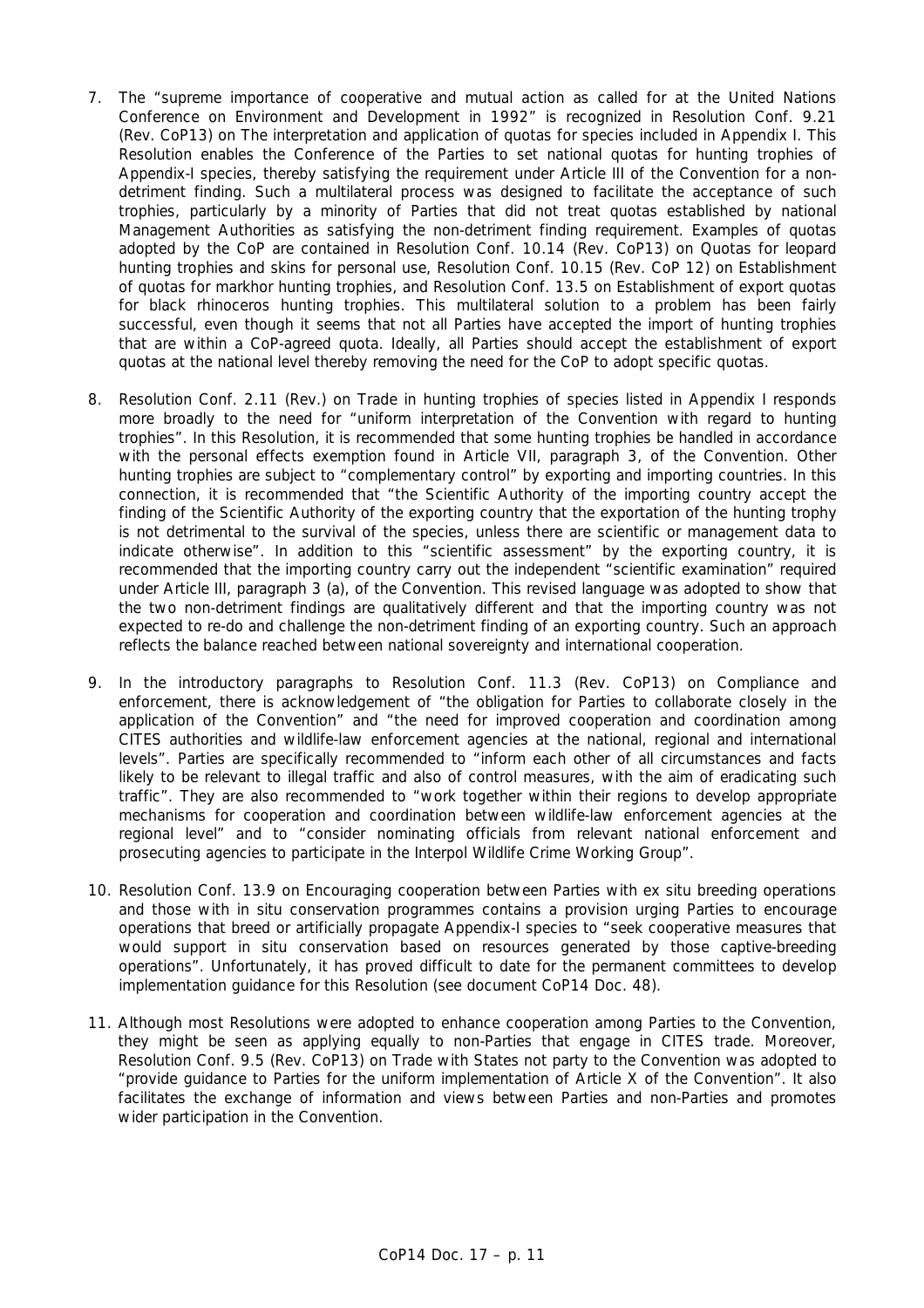7. The "supreme importance of cooperative and mutual action as called for at the United Nations Conference on Environment and Development in 1992" is recognized in Resolution Conf. 9.21 (Rev. CoP13) on The interpretation and application of quotas for species included in Appendix I. This Resolution enables the Conference of the Parties to set national quotas for hunting trophies of Appendix-I species, thereby satisfying the requirement under Article III of the Convention for a non-detriment finding. Such a multilateral process was designed to facilitate the acceptance of such trophies, particularly by a minority of Parties that did not treat quotas established by national Management Authorities as satisfying the non-detriment finding requirement. Examples of quotas adopted by the CoP are contained in Resolution Conf. 10.14 (Rev. CoP13) on Quotas for leopard hunting trophies and skins for personal use, Resolution Conf. 10.15 (Rev. CoP 12) on Establishment of quotas for markhor hunting trophies, and Resolution Conf. 13.5 on Establishment of export quotas for black rhinoceros hunting trophies. This multilateral solution to a problem has been fairly successful, even though it seems that not all Parties have accepted the import of hunting trophies that are within a CoP-agreed quota. Ideally, all Parties should accept the establishment of export quotas at the national level thereby removing the need for the CoP to adopt specific quotas.

8. Resolution Conf. 2.11 (Rev.) on Trade in hunting trophies of species listed in Appendix I responds more broadly to the need for "uniform interpretation of the Convention with regard to hunting trophies". In this Resolution, it is recommended that some hunting trophies be handled in accordance with the personal effects exemption found in Article VII, paragraph 3, of the Convention. Other hunting trophies are subject to "complementary control" by exporting and importing countries. In this connection, it is recommended that "the Scientific Authority of the importing country accept the finding of the Scientific Authority of the exporting country that the exportation of the hunting trophy is not detrimental to the survival of the species, unless there are scientific or management data to indicate otherwise". In addition to this "scientific assessment" by the exporting country, it is recommended that the importing country carry out the independent "scientific examination" required under Article III, paragraph 3 (a), of the Convention. This revised language was adopted to show that the two non-detriment findings are qualitatively different and that the importing country was not expected to re-do and challenge the non-detriment finding of an exporting country. Such an approach reflects the balance reached between national sovereignty and international cooperation.

9. In the introductory paragraphs to Resolution Conf. 11.3 (Rev. CoP13) on Compliance and enforcement, there is acknowledgement of "the obligation for Parties to collaborate closely in the application of the Convention" and "the need for improved cooperation and coordination among CITES authorities and wildlife-law enforcement agencies at the national, regional and international levels". Parties are specifically recommended to "inform each other of all circumstances and facts likely to be relevant to illegal traffic and also of control measures, with the aim of eradicating such traffic". They are also recommended to "work together within their regions to develop appropriate mechanisms for cooperation and coordination between wildlife-law enforcement agencies at the regional level" and to "consider nominating officials from relevant national enforcement and prosecuting agencies to participate in the Interpol Wildlife Crime Working Group".

10. Resolution Conf. 13.9 on Encouraging cooperation between Parties with ex situ breeding operations and those with in situ conservation programmes contains a provision urging Parties to encourage operations that breed or artificially propagate Appendix-I species to "seek cooperative measures that would support in situ conservation based on resources generated by those captive-breeding operations". Unfortunately, it has proved difficult to date for the permanent committees to develop implementation guidance for this Resolution (see document CoP14 Doc. 48).

11. Although most Resolutions were adopted to enhance cooperation among Parties to the Convention, they might be seen as applying equally to non-Parties that engage in CITES trade. Moreover, Resolution Conf. 9.5 (Rev. CoP13) on Trade with States not party to the Convention was adopted to "provide guidance to Parties for the uniform implementation of Article X of the Convention". It also facilitates the exchange of information and views between Parties and non-Parties and promotes wider participation in the Convention.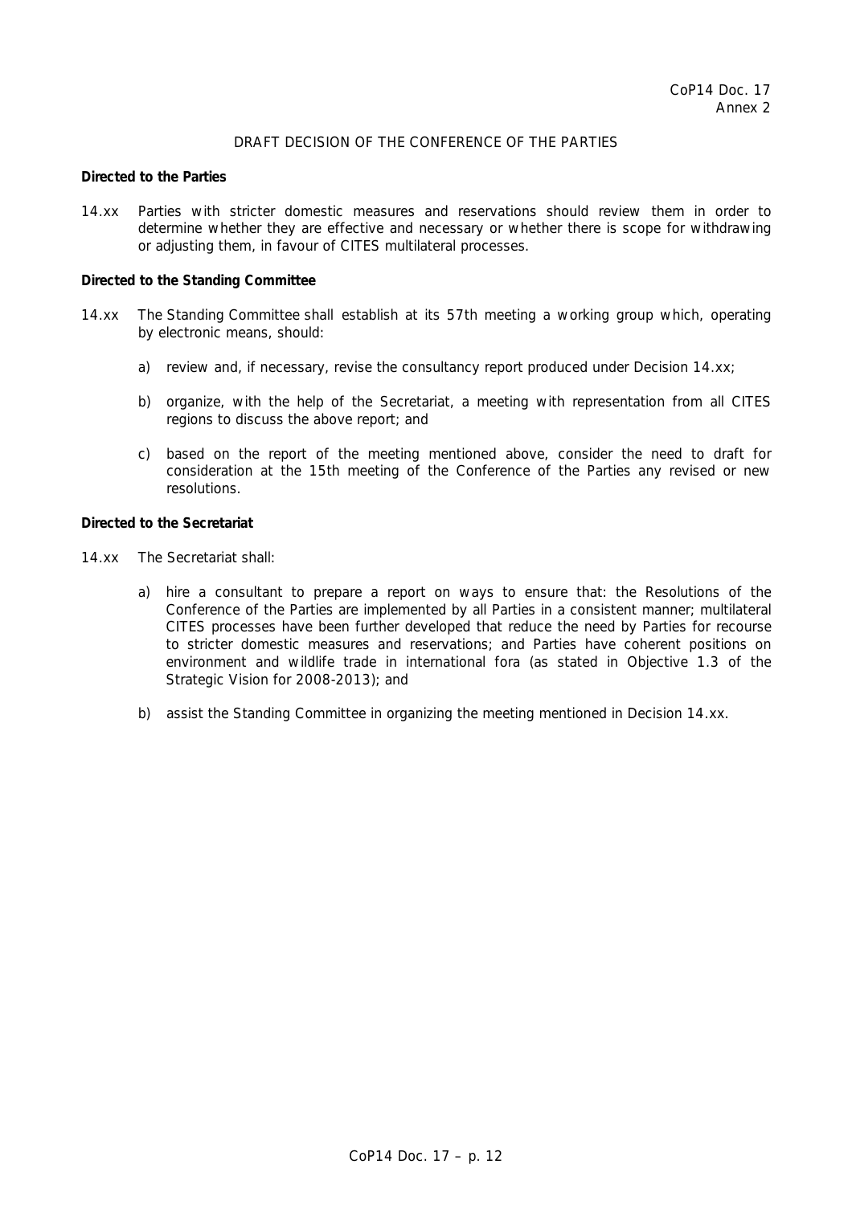CoP14 Doc. 17
Annex 2

DRAFT DECISION OF THE CONFERENCE OF THE PARTIES

**Directed to the Parties**

14.xx Parties with stricter domestic measures and reservations should review them in order to determine whether they are effective and necessary or whether there is scope for withdrawing or adjusting them, in favour of CITES multilateral processes.

**Directed to the Standing Committee**

14.xx The Standing Committee shall establish at its 57th meeting a working group which, operating by electronic means, should:

a) review and, if necessary, revise the consultancy report produced under Decision 14.xx;

b) organize, with the help of the Secretariat, a meeting with representation from all CITES regions to discuss the above report; and

c) based on the report of the meeting mentioned above, consider the need to draft for consideration at the 15th meeting of the Conference of the Parties any revised or new resolutions.

**Directed to the Secretariat**

14.xx The Secretariat shall:

a) hire a consultant to prepare a report on ways to ensure that: the Resolutions of the Conference of the Parties are implemented by all Parties in a consistent manner; multilateral CITES processes have been further developed that reduce the need by Parties for recourse to stricter domestic measures and reservations; and Parties have coherent positions on environment and wildlife trade in international fora (as stated in Objective 1.3 of the Strategic Vision for 2008-2013); and

b) assist the Standing Committee in organizing the meeting mentioned in Decision 14.xx.